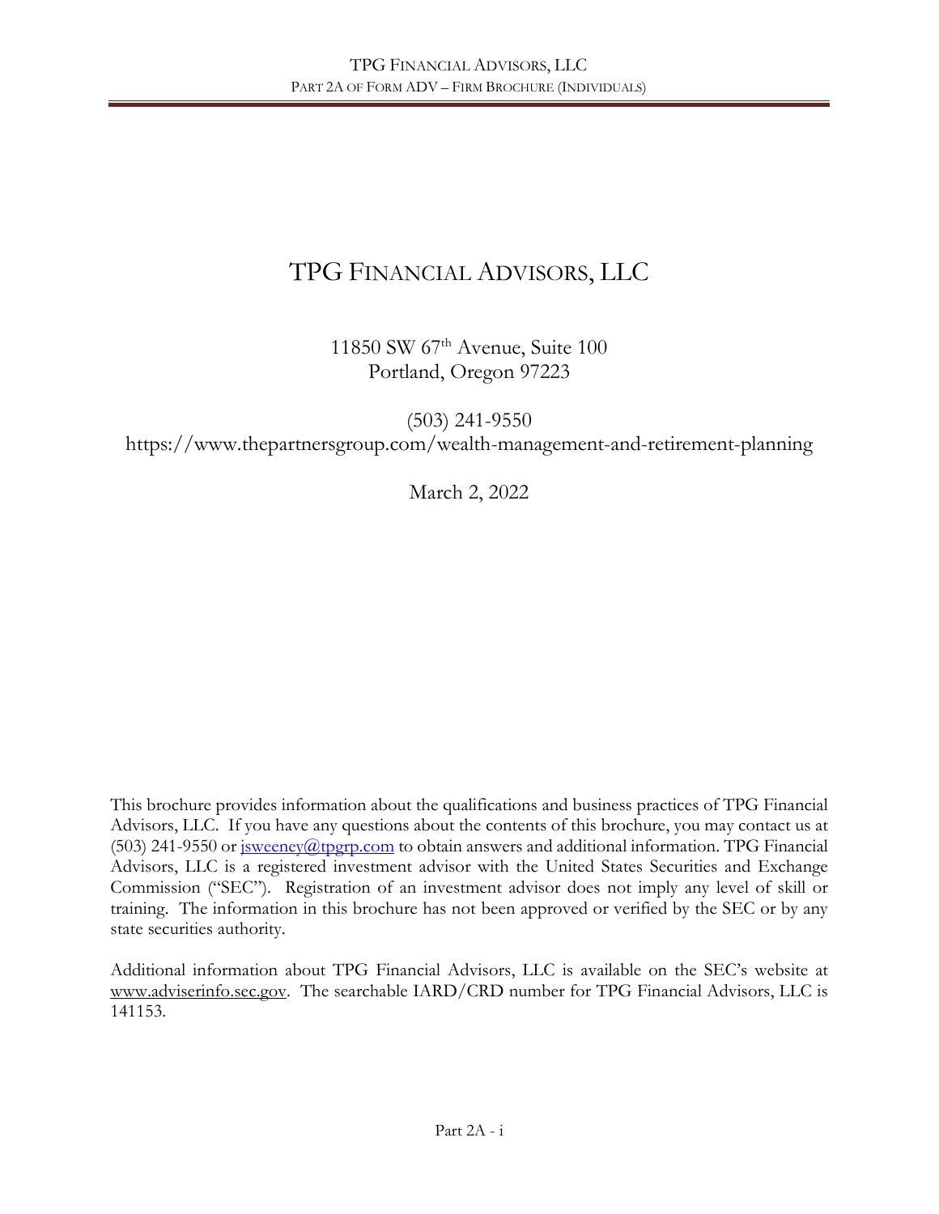# TPG Financial Advisors, LLC

11850 SW 67th Avenue, Suite 100
Portland, Oregon 97223

(503) 241-9550
https://www.thepartnersgroup.com/wealth-management-and-retirement-planning

March 2, 2022

This brochure provides information about the qualifications and business practices of TPG Financial Advisors, LLC. If you have any questions about the contents of this brochure, you may contact us at (503) 241-9550 or jsweeney@tpgrp.com to obtain answers and additional information. TPG Financial Advisors, LLC is a registered investment advisor with the United States Securities and Exchange Commission ("SEC"). Registration of an investment advisor does not imply any level of skill or training. The information in this brochure has not been approved or verified by the SEC or by any state securities authority.

Additional information about TPG Financial Advisors, LLC is available on the SEC's website at www.adviserinfo.sec.gov. The searchable IARD/CRD number for TPG Financial Advisors, LLC is 141153.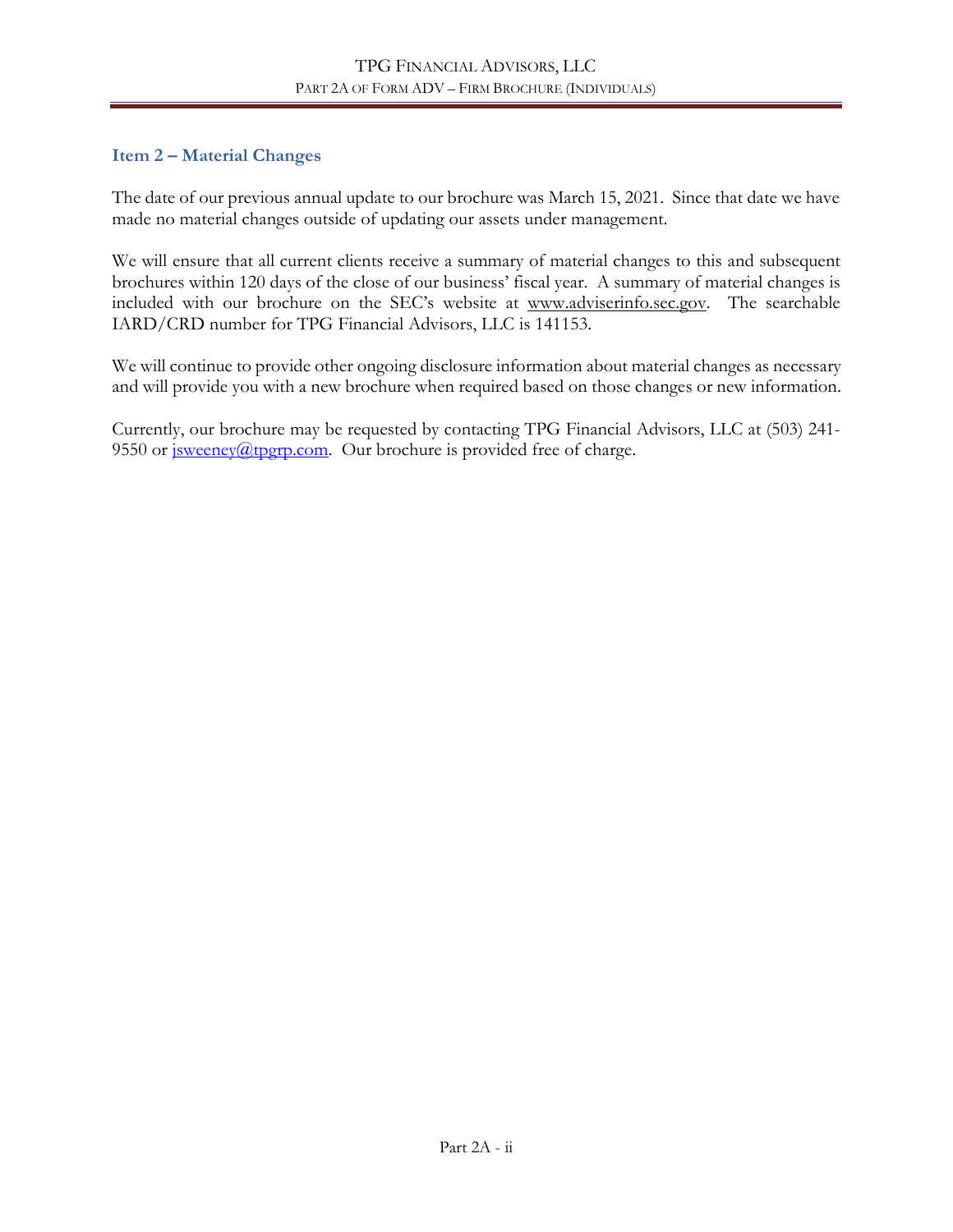## Item 2 – Material Changes

The date of our previous annual update to our brochure was March 15, 2021. Since that date we have made no material changes outside of updating our assets under management.

We will ensure that all current clients receive a summary of material changes to this and subsequent brochures within 120 days of the close of our business' fiscal year. A summary of material changes is included with our brochure on the SEC's website at www.adviserinfo.sec.gov. The searchable IARD/CRD number for TPG Financial Advisors, LLC is 141153.

We will continue to provide other ongoing disclosure information about material changes as necessary and will provide you with a new brochure when required based on those changes or new information.

Currently, our brochure may be requested by contacting TPG Financial Advisors, LLC at (503) 241-9550 or jsweeney@tpgrp.com. Our brochure is provided free of charge.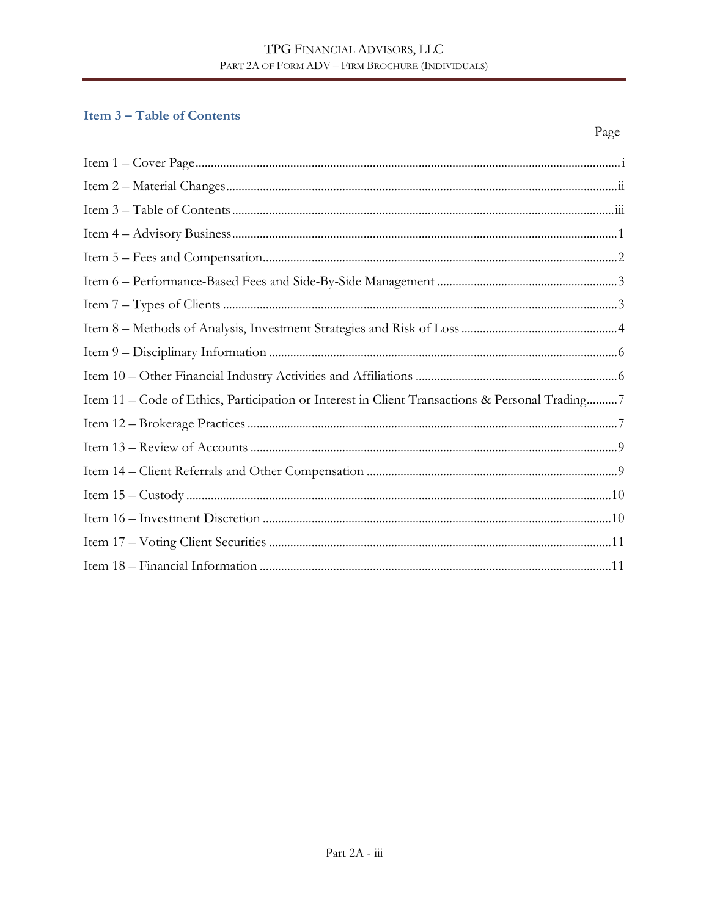## Item 3 – Table of Contents

| | Page |
|---|---|
| Item 1 – Cover Page | i |
| Item 2 – Material Changes | ii |
| Item 3 – Table of Contents | iii |
| Item 4 – Advisory Business | 1 |
| Item 5 – Fees and Compensation | 2 |
| Item 6 – Performance-Based Fees and Side-By-Side Management | 3 |
| Item 7 – Types of Clients | 3 |
| Item 8 – Methods of Analysis, Investment Strategies and Risk of Loss | 4 |
| Item 9 – Disciplinary Information | 6 |
| Item 10 – Other Financial Industry Activities and Affiliations | 6 |
| Item 11 – Code of Ethics, Participation or Interest in Client Transactions & Personal Trading | 7 |
| Item 12 – Brokerage Practices | 7 |
| Item 13 – Review of Accounts | 9 |
| Item 14 – Client Referrals and Other Compensation | 9 |
| Item 15 – Custody | 10 |
| Item 16 – Investment Discretion | 10 |
| Item 17 – Voting Client Securities | 11 |
| Item 18 – Financial Information | 11 |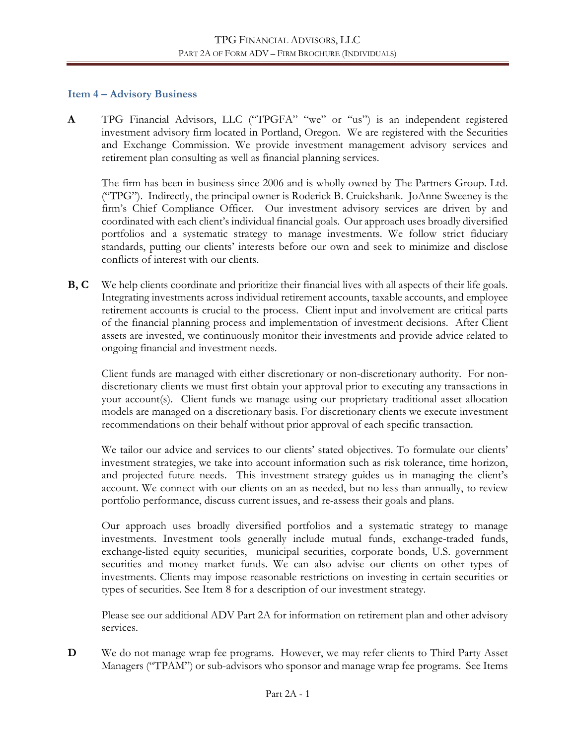## Item 4 – Advisory Business

**A** TPG Financial Advisors, LLC ("TPGFA" "we" or "us") is an independent registered investment advisory firm located in Portland, Oregon. We are registered with the Securities and Exchange Commission. We provide investment management advisory services and retirement plan consulting as well as financial planning services.

The firm has been in business since 2006 and is wholly owned by The Partners Group. Ltd. ("TPG"). Indirectly, the principal owner is Roderick B. Cruickshank. JoAnne Sweeney is the firm's Chief Compliance Officer. Our investment advisory services are driven by and coordinated with each client's individual financial goals. Our approach uses broadly diversified portfolios and a systematic strategy to manage investments. We follow strict fiduciary standards, putting our clients' interests before our own and seek to minimize and disclose conflicts of interest with our clients.

**B, C** We help clients coordinate and prioritize their financial lives with all aspects of their life goals. Integrating investments across individual retirement accounts, taxable accounts, and employee retirement accounts is crucial to the process. Client input and involvement are critical parts of the financial planning process and implementation of investment decisions. After Client assets are invested, we continuously monitor their investments and provide advice related to ongoing financial and investment needs.

Client funds are managed with either discretionary or non-discretionary authority. For non-discretionary clients we must first obtain your approval prior to executing any transactions in your account(s). Client funds we manage using our proprietary traditional asset allocation models are managed on a discretionary basis. For discretionary clients we execute investment recommendations on their behalf without prior approval of each specific transaction.

We tailor our advice and services to our clients' stated objectives. To formulate our clients' investment strategies, we take into account information such as risk tolerance, time horizon, and projected future needs. This investment strategy guides us in managing the client's account. We connect with our clients on an as needed, but no less than annually, to review portfolio performance, discuss current issues, and re-assess their goals and plans.

Our approach uses broadly diversified portfolios and a systematic strategy to manage investments. Investment tools generally include mutual funds, exchange-traded funds, exchange-listed equity securities, municipal securities, corporate bonds, U.S. government securities and money market funds. We can also advise our clients on other types of investments. Clients may impose reasonable restrictions on investing in certain securities or types of securities. See Item 8 for a description of our investment strategy.

Please see our additional ADV Part 2A for information on retirement plan and other advisory services.

**D** We do not manage wrap fee programs. However, we may refer clients to Third Party Asset Managers ("TPAM") or sub-advisors who sponsor and manage wrap fee programs. See Items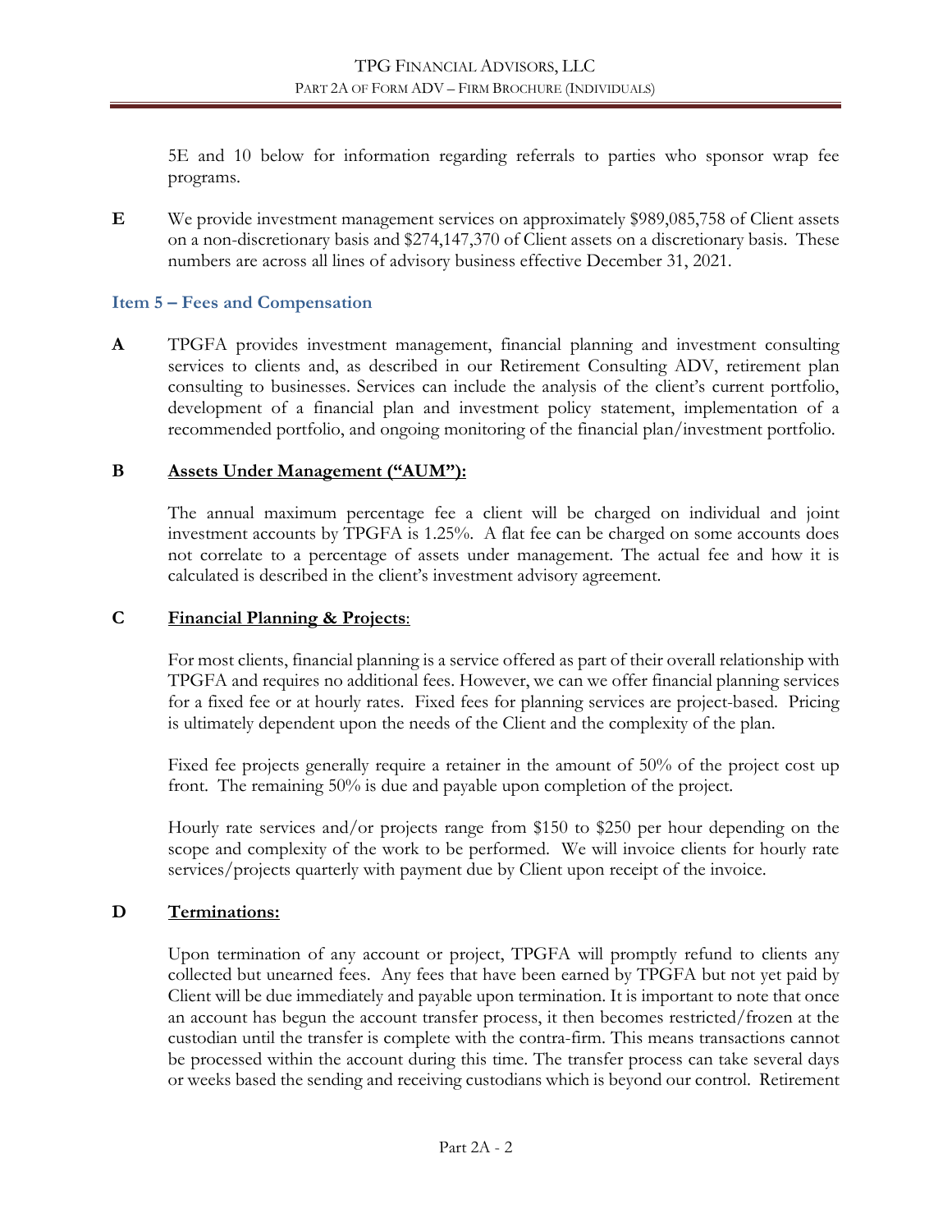5E and 10 below for information regarding referrals to parties who sponsor wrap fee programs.

**E** We provide investment management services on approximately $989,085,758 of Client assets on a non-discretionary basis and $274,147,370 of Client assets on a discretionary basis. These numbers are across all lines of advisory business effective December 31, 2021.

## Item 5 – Fees and Compensation

**A** TPGFA provides investment management, financial planning and investment consulting services to clients and, as described in our Retirement Consulting ADV, retirement plan consulting to businesses. Services can include the analysis of the client's current portfolio, development of a financial plan and investment policy statement, implementation of a recommended portfolio, and ongoing monitoring of the financial plan/investment portfolio.

**B** **Assets Under Management ("AUM"):**

The annual maximum percentage fee a client will be charged on individual and joint investment accounts by TPGFA is 1.25%. A flat fee can be charged on some accounts does not correlate to a percentage of assets under management. The actual fee and how it is calculated is described in the client's investment advisory agreement.

**C** **Financial Planning & Projects**:

For most clients, financial planning is a service offered as part of their overall relationship with TPGFA and requires no additional fees. However, we can we offer financial planning services for a fixed fee or at hourly rates. Fixed fees for planning services are project-based. Pricing is ultimately dependent upon the needs of the Client and the complexity of the plan.

Fixed fee projects generally require a retainer in the amount of 50% of the project cost up front. The remaining 50% is due and payable upon completion of the project.

Hourly rate services and/or projects range from $150 to $250 per hour depending on the scope and complexity of the work to be performed. We will invoice clients for hourly rate services/projects quarterly with payment due by Client upon receipt of the invoice.

**D** **Terminations:**

Upon termination of any account or project, TPGFA will promptly refund to clients any collected but unearned fees. Any fees that have been earned by TPGFA but not yet paid by Client will be due immediately and payable upon termination. It is important to note that once an account has begun the account transfer process, it then becomes restricted/frozen at the custodian until the transfer is complete with the contra-firm. This means transactions cannot be processed within the account during this time. The transfer process can take several days or weeks based the sending and receiving custodians which is beyond our control. Retirement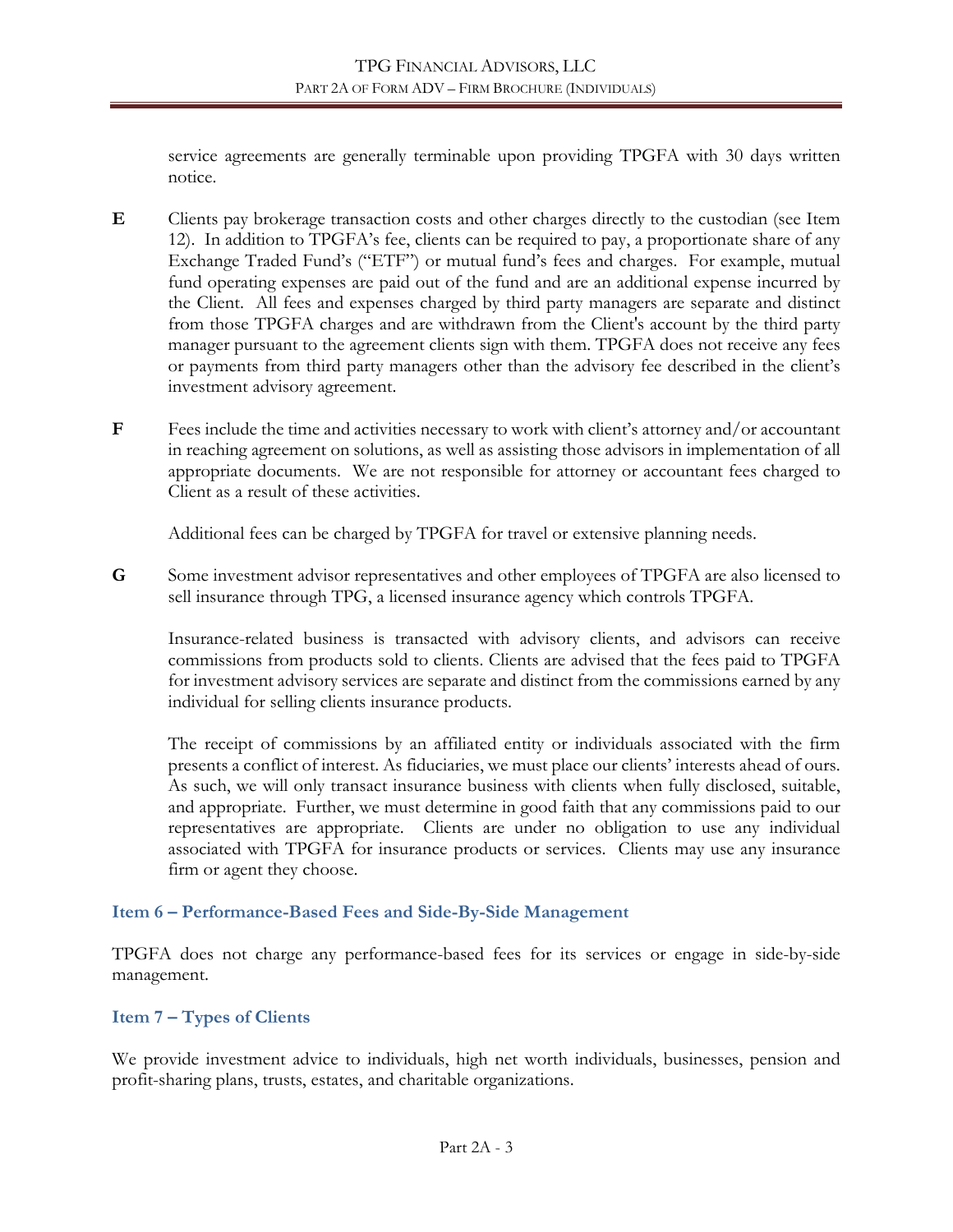service agreements are generally terminable upon providing TPGFA with 30 days written notice.

**E** Clients pay brokerage transaction costs and other charges directly to the custodian (see Item 12). In addition to TPGFA's fee, clients can be required to pay, a proportionate share of any Exchange Traded Fund's ("ETF") or mutual fund's fees and charges. For example, mutual fund operating expenses are paid out of the fund and are an additional expense incurred by the Client. All fees and expenses charged by third party managers are separate and distinct from those TPGFA charges and are withdrawn from the Client's account by the third party manager pursuant to the agreement clients sign with them. TPGFA does not receive any fees or payments from third party managers other than the advisory fee described in the client's investment advisory agreement.

**F** Fees include the time and activities necessary to work with client's attorney and/or accountant in reaching agreement on solutions, as well as assisting those advisors in implementation of all appropriate documents. We are not responsible for attorney or accountant fees charged to Client as a result of these activities.

Additional fees can be charged by TPGFA for travel or extensive planning needs.

**G** Some investment advisor representatives and other employees of TPGFA are also licensed to sell insurance through TPG, a licensed insurance agency which controls TPGFA.

Insurance-related business is transacted with advisory clients, and advisors can receive commissions from products sold to clients. Clients are advised that the fees paid to TPGFA for investment advisory services are separate and distinct from the commissions earned by any individual for selling clients insurance products.

The receipt of commissions by an affiliated entity or individuals associated with the firm presents a conflict of interest. As fiduciaries, we must place our clients' interests ahead of ours. As such, we will only transact insurance business with clients when fully disclosed, suitable, and appropriate. Further, we must determine in good faith that any commissions paid to our representatives are appropriate. Clients are under no obligation to use any individual associated with TPGFA for insurance products or services. Clients may use any insurance firm or agent they choose.

## Item 6 – Performance-Based Fees and Side-By-Side Management

TPGFA does not charge any performance-based fees for its services or engage in side-by-side management.

## Item 7 – Types of Clients

We provide investment advice to individuals, high net worth individuals, businesses, pension and profit-sharing plans, trusts, estates, and charitable organizations.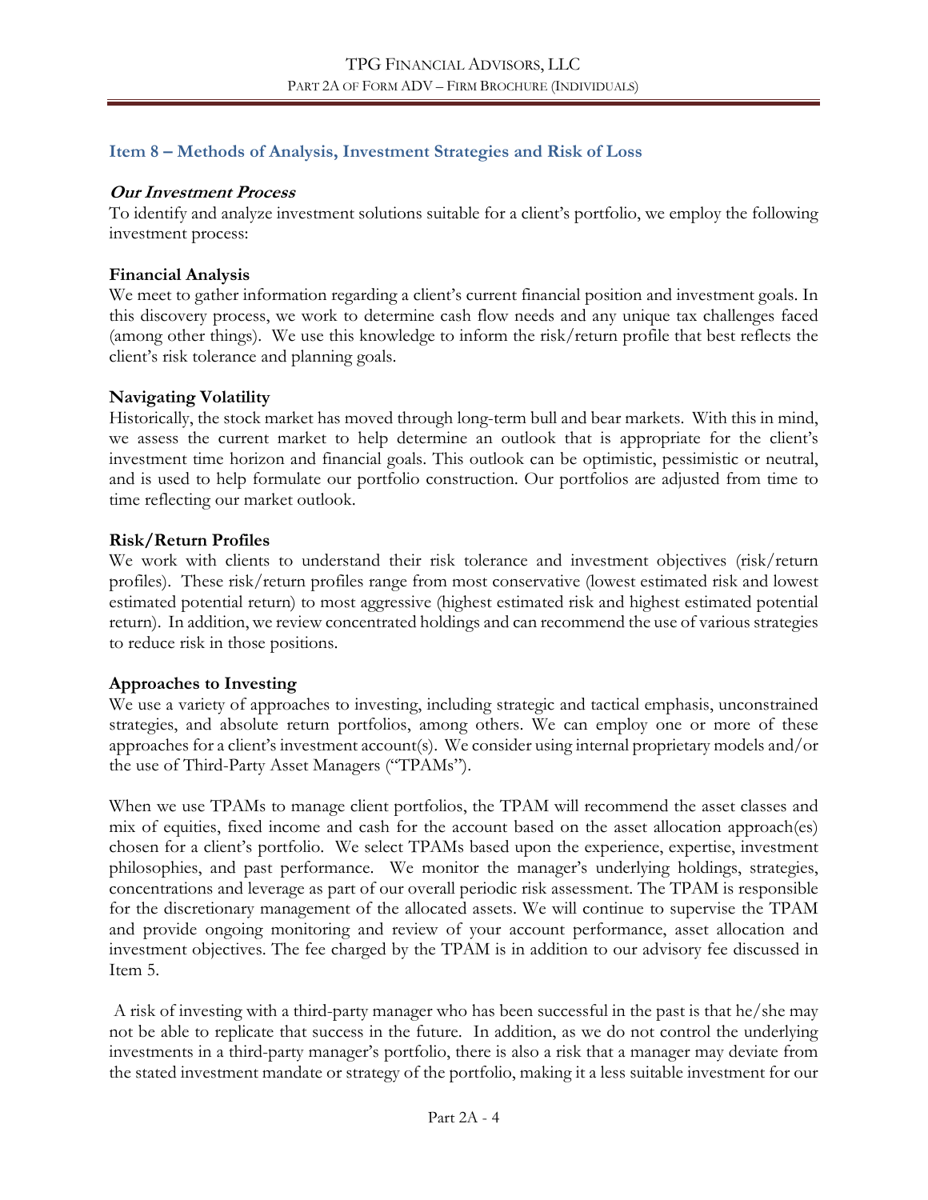## Item 8 – Methods of Analysis, Investment Strategies and Risk of Loss

***Our Investment Process***

To identify and analyze investment solutions suitable for a client's portfolio, we employ the following investment process:

**Financial Analysis**

We meet to gather information regarding a client's current financial position and investment goals. In this discovery process, we work to determine cash flow needs and any unique tax challenges faced (among other things). We use this knowledge to inform the risk/return profile that best reflects the client's risk tolerance and planning goals.

**Navigating Volatility**

Historically, the stock market has moved through long-term bull and bear markets. With this in mind, we assess the current market to help determine an outlook that is appropriate for the client's investment time horizon and financial goals. This outlook can be optimistic, pessimistic or neutral, and is used to help formulate our portfolio construction. Our portfolios are adjusted from time to time reflecting our market outlook.

**Risk/Return Profiles**

We work with clients to understand their risk tolerance and investment objectives (risk/return profiles). These risk/return profiles range from most conservative (lowest estimated risk and lowest estimated potential return) to most aggressive (highest estimated risk and highest estimated potential return). In addition, we review concentrated holdings and can recommend the use of various strategies to reduce risk in those positions.

**Approaches to Investing**

We use a variety of approaches to investing, including strategic and tactical emphasis, unconstrained strategies, and absolute return portfolios, among others. We can employ one or more of these approaches for a client's investment account(s). We consider using internal proprietary models and/or the use of Third-Party Asset Managers ("TPAMs").

When we use TPAMs to manage client portfolios, the TPAM will recommend the asset classes and mix of equities, fixed income and cash for the account based on the asset allocation approach(es) chosen for a client's portfolio. We select TPAMs based upon the experience, expertise, investment philosophies, and past performance. We monitor the manager's underlying holdings, strategies, concentrations and leverage as part of our overall periodic risk assessment. The TPAM is responsible for the discretionary management of the allocated assets. We will continue to supervise the TPAM and provide ongoing monitoring and review of your account performance, asset allocation and investment objectives. The fee charged by the TPAM is in addition to our advisory fee discussed in Item 5.

A risk of investing with a third-party manager who has been successful in the past is that he/she may not be able to replicate that success in the future. In addition, as we do not control the underlying investments in a third-party manager's portfolio, there is also a risk that a manager may deviate from the stated investment mandate or strategy of the portfolio, making it a less suitable investment for our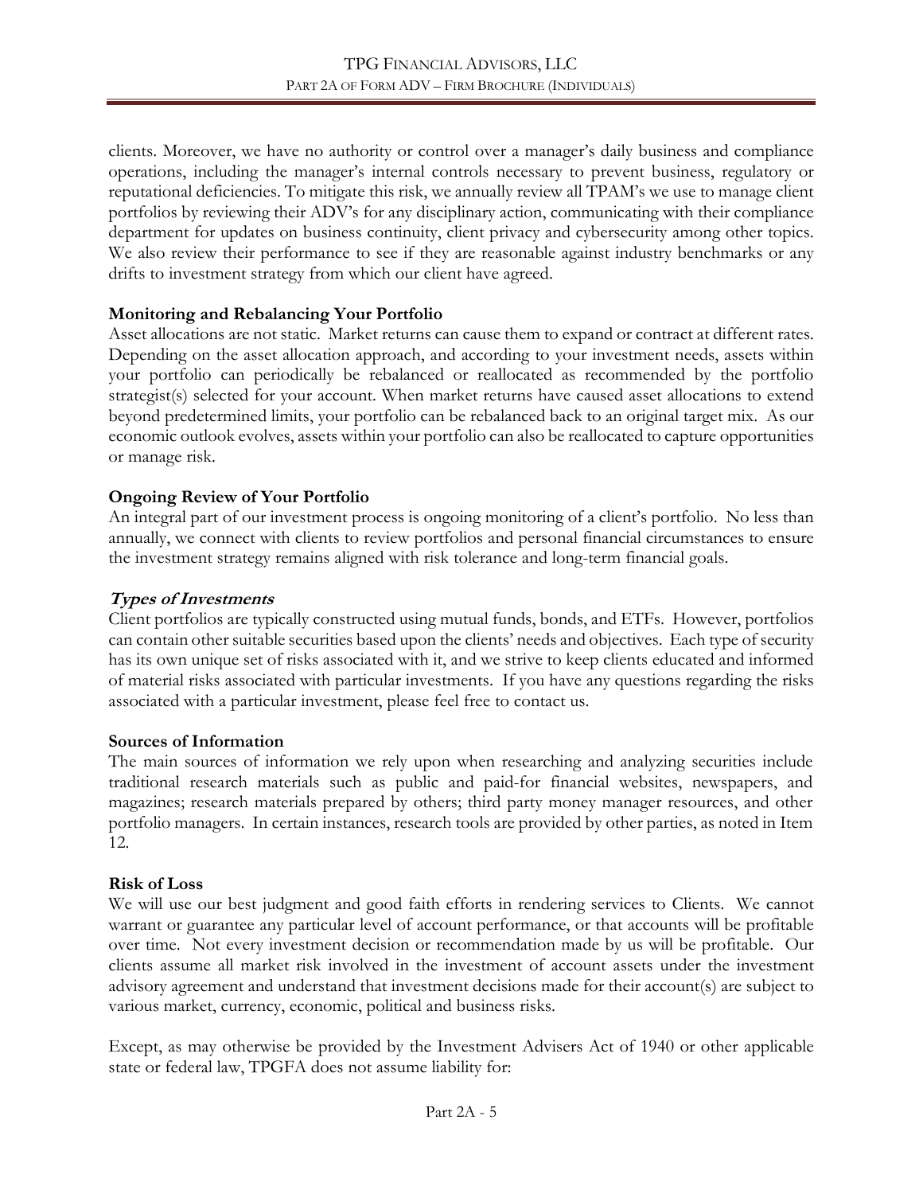clients. Moreover, we have no authority or control over a manager's daily business and compliance operations, including the manager's internal controls necessary to prevent business, regulatory or reputational deficiencies. To mitigate this risk, we annually review all TPAM's we use to manage client portfolios by reviewing their ADV's for any disciplinary action, communicating with their compliance department for updates on business continuity, client privacy and cybersecurity among other topics. We also review their performance to see if they are reasonable against industry benchmarks or any drifts to investment strategy from which our client have agreed.

**Monitoring and Rebalancing Your Portfolio**

Asset allocations are not static. Market returns can cause them to expand or contract at different rates. Depending on the asset allocation approach, and according to your investment needs, assets within your portfolio can periodically be rebalanced or reallocated as recommended by the portfolio strategist(s) selected for your account. When market returns have caused asset allocations to extend beyond predetermined limits, your portfolio can be rebalanced back to an original target mix. As our economic outlook evolves, assets within your portfolio can also be reallocated to capture opportunities or manage risk.

**Ongoing Review of Your Portfolio**

An integral part of our investment process is ongoing monitoring of a client's portfolio. No less than annually, we connect with clients to review portfolios and personal financial circumstances to ensure the investment strategy remains aligned with risk tolerance and long-term financial goals.

***Types of Investments***

Client portfolios are typically constructed using mutual funds, bonds, and ETFs. However, portfolios can contain other suitable securities based upon the clients' needs and objectives. Each type of security has its own unique set of risks associated with it, and we strive to keep clients educated and informed of material risks associated with particular investments. If you have any questions regarding the risks associated with a particular investment, please feel free to contact us.

**Sources of Information**

The main sources of information we rely upon when researching and analyzing securities include traditional research materials such as public and paid-for financial websites, newspapers, and magazines; research materials prepared by others; third party money manager resources, and other portfolio managers. In certain instances, research tools are provided by other parties, as noted in Item 12.

**Risk of Loss**

We will use our best judgment and good faith efforts in rendering services to Clients. We cannot warrant or guarantee any particular level of account performance, or that accounts will be profitable over time. Not every investment decision or recommendation made by us will be profitable. Our clients assume all market risk involved in the investment of account assets under the investment advisory agreement and understand that investment decisions made for their account(s) are subject to various market, currency, economic, political and business risks.

Except, as may otherwise be provided by the Investment Advisers Act of 1940 or other applicable state or federal law, TPGFA does not assume liability for: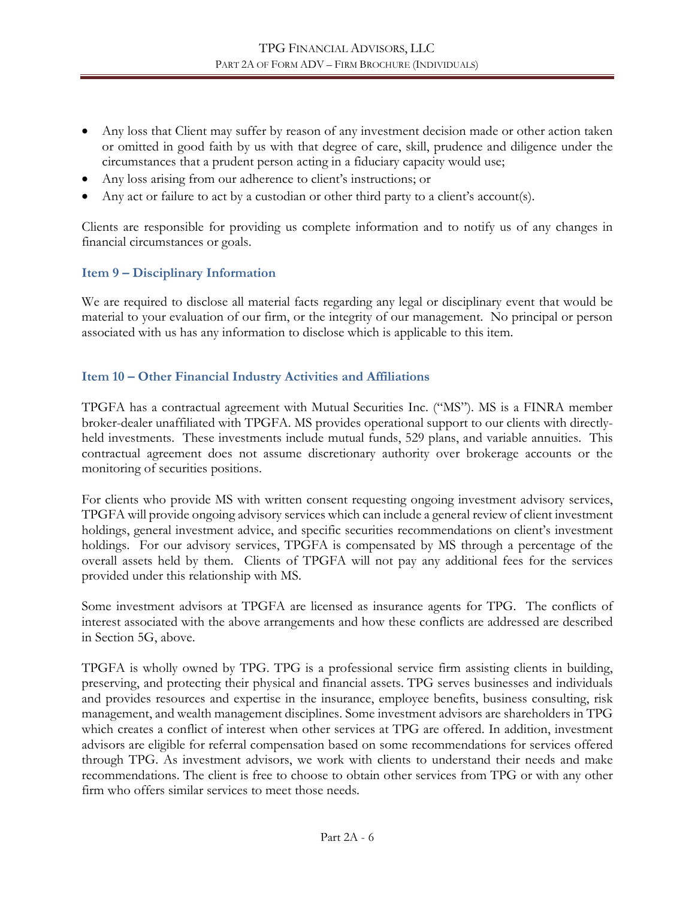- Any loss that Client may suffer by reason of any investment decision made or other action taken or omitted in good faith by us with that degree of care, skill, prudence and diligence under the circumstances that a prudent person acting in a fiduciary capacity would use;
- Any loss arising from our adherence to client's instructions; or
- Any act or failure to act by a custodian or other third party to a client's account(s).

Clients are responsible for providing us complete information and to notify us of any changes in financial circumstances or goals.

## Item 9 – Disciplinary Information

We are required to disclose all material facts regarding any legal or disciplinary event that would be material to your evaluation of our firm, or the integrity of our management. No principal or person associated with us has any information to disclose which is applicable to this item.

## Item 10 – Other Financial Industry Activities and Affiliations

TPGFA has a contractual agreement with Mutual Securities Inc. ("MS"). MS is a FINRA member broker-dealer unaffiliated with TPGFA. MS provides operational support to our clients with directly-held investments. These investments include mutual funds, 529 plans, and variable annuities. This contractual agreement does not assume discretionary authority over brokerage accounts or the monitoring of securities positions.

For clients who provide MS with written consent requesting ongoing investment advisory services, TPGFA will provide ongoing advisory services which can include a general review of client investment holdings, general investment advice, and specific securities recommendations on client's investment holdings. For our advisory services, TPGFA is compensated by MS through a percentage of the overall assets held by them. Clients of TPGFA will not pay any additional fees for the services provided under this relationship with MS.

Some investment advisors at TPGFA are licensed as insurance agents for TPG. The conflicts of interest associated with the above arrangements and how these conflicts are addressed are described in Section 5G, above.

TPGFA is wholly owned by TPG. TPG is a professional service firm assisting clients in building, preserving, and protecting their physical and financial assets. TPG serves businesses and individuals and provides resources and expertise in the insurance, employee benefits, business consulting, risk management, and wealth management disciplines. Some investment advisors are shareholders in TPG which creates a conflict of interest when other services at TPG are offered. In addition, investment advisors are eligible for referral compensation based on some recommendations for services offered through TPG. As investment advisors, we work with clients to understand their needs and make recommendations. The client is free to choose to obtain other services from TPG or with any other firm who offers similar services to meet those needs.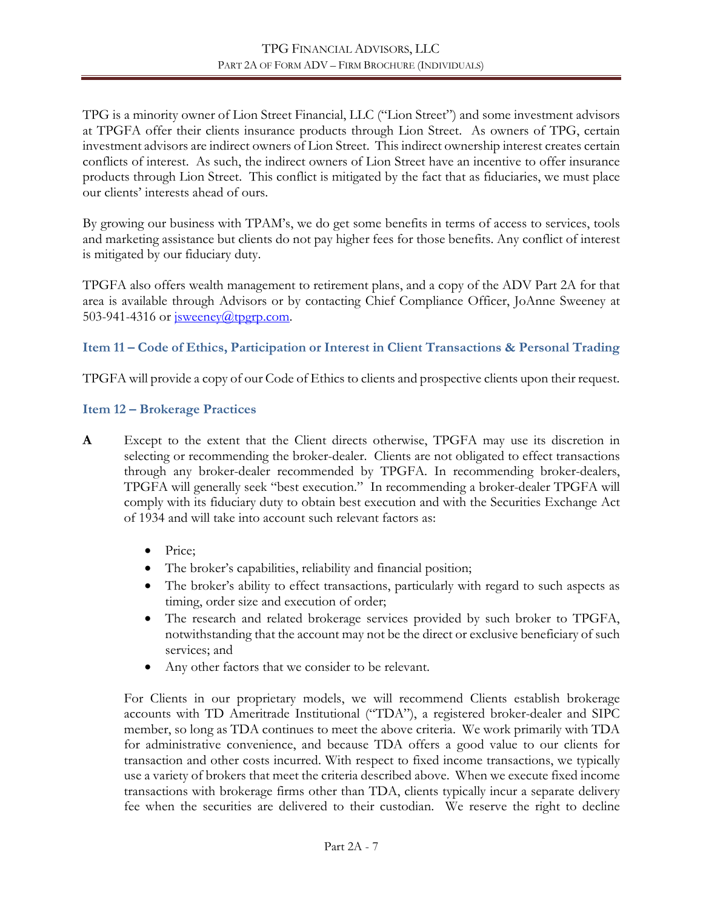TPG is a minority owner of Lion Street Financial, LLC ("Lion Street") and some investment advisors at TPGFA offer their clients insurance products through Lion Street. As owners of TPG, certain investment advisors are indirect owners of Lion Street. This indirect ownership interest creates certain conflicts of interest. As such, the indirect owners of Lion Street have an incentive to offer insurance products through Lion Street. This conflict is mitigated by the fact that as fiduciaries, we must place our clients' interests ahead of ours.

By growing our business with TPAM's, we do get some benefits in terms of access to services, tools and marketing assistance but clients do not pay higher fees for those benefits. Any conflict of interest is mitigated by our fiduciary duty.

TPGFA also offers wealth management to retirement plans, and a copy of the ADV Part 2A for that area is available through Advisors or by contacting Chief Compliance Officer, JoAnne Sweeney at 503-941-4316 or jsweeney@tpgrp.com.

## Item 11 – Code of Ethics, Participation or Interest in Client Transactions & Personal Trading

TPGFA will provide a copy of our Code of Ethics to clients and prospective clients upon their request.

## Item 12 – Brokerage Practices

**A** Except to the extent that the Client directs otherwise, TPGFA may use its discretion in selecting or recommending the broker-dealer. Clients are not obligated to effect transactions through any broker-dealer recommended by TPGFA. In recommending broker-dealers, TPGFA will generally seek "best execution." In recommending a broker-dealer TPGFA will comply with its fiduciary duty to obtain best execution and with the Securities Exchange Act of 1934 and will take into account such relevant factors as:

- Price;
- The broker's capabilities, reliability and financial position;
- The broker's ability to effect transactions, particularly with regard to such aspects as timing, order size and execution of order;
- The research and related brokerage services provided by such broker to TPGFA, notwithstanding that the account may not be the direct or exclusive beneficiary of such services; and
- Any other factors that we consider to be relevant.

For Clients in our proprietary models, we will recommend Clients establish brokerage accounts with TD Ameritrade Institutional ("TDA"), a registered broker-dealer and SIPC member, so long as TDA continues to meet the above criteria. We work primarily with TDA for administrative convenience, and because TDA offers a good value to our clients for transaction and other costs incurred. With respect to fixed income transactions, we typically use a variety of brokers that meet the criteria described above. When we execute fixed income transactions with brokerage firms other than TDA, clients typically incur a separate delivery fee when the securities are delivered to their custodian. We reserve the right to decline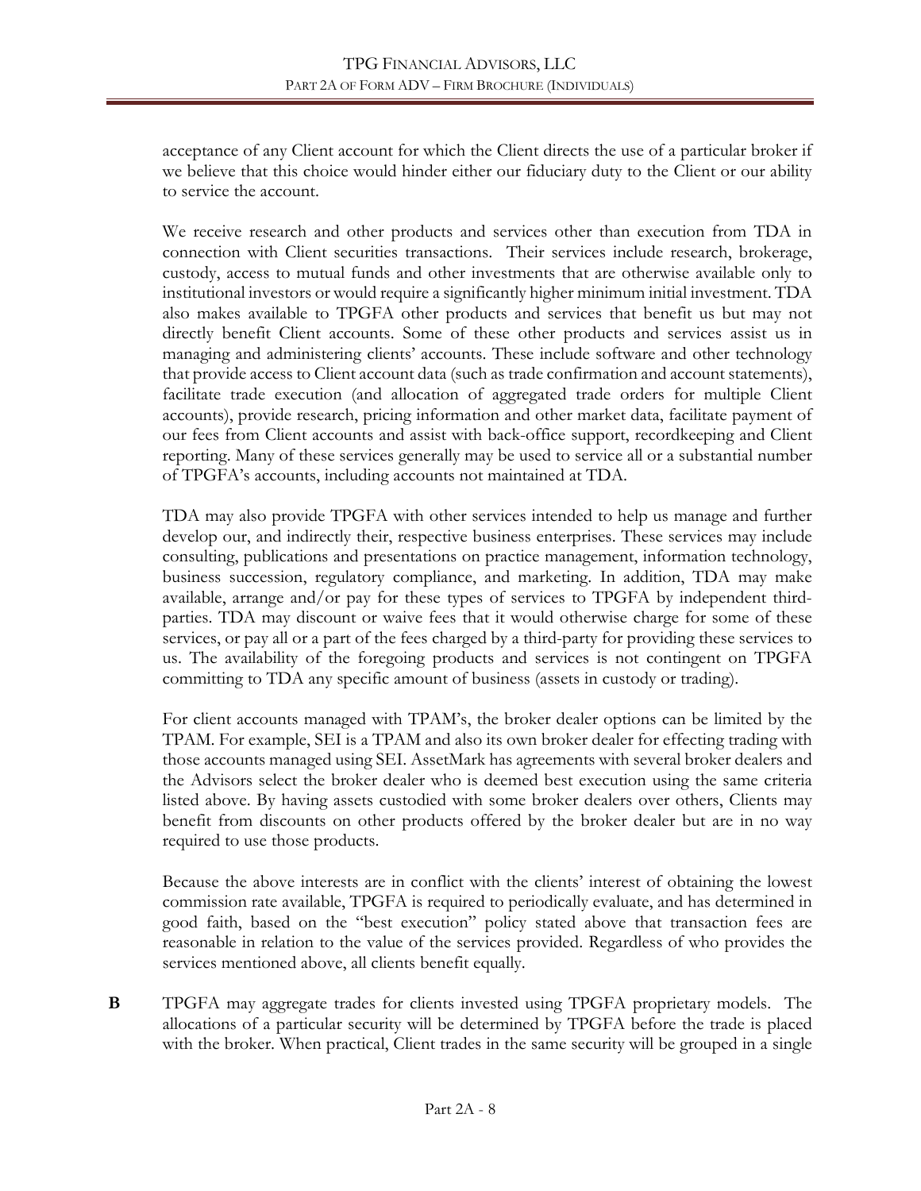acceptance of any Client account for which the Client directs the use of a particular broker if we believe that this choice would hinder either our fiduciary duty to the Client or our ability to service the account.

We receive research and other products and services other than execution from TDA in connection with Client securities transactions. Their services include research, brokerage, custody, access to mutual funds and other investments that are otherwise available only to institutional investors or would require a significantly higher minimum initial investment. TDA also makes available to TPGFA other products and services that benefit us but may not directly benefit Client accounts. Some of these other products and services assist us in managing and administering clients' accounts. These include software and other technology that provide access to Client account data (such as trade confirmation and account statements), facilitate trade execution (and allocation of aggregated trade orders for multiple Client accounts), provide research, pricing information and other market data, facilitate payment of our fees from Client accounts and assist with back-office support, recordkeeping and Client reporting. Many of these services generally may be used to service all or a substantial number of TPGFA's accounts, including accounts not maintained at TDA.

TDA may also provide TPGFA with other services intended to help us manage and further develop our, and indirectly their, respective business enterprises. These services may include consulting, publications and presentations on practice management, information technology, business succession, regulatory compliance, and marketing. In addition, TDA may make available, arrange and/or pay for these types of services to TPGFA by independent third-parties. TDA may discount or waive fees that it would otherwise charge for some of these services, or pay all or a part of the fees charged by a third-party for providing these services to us. The availability of the foregoing products and services is not contingent on TPGFA committing to TDA any specific amount of business (assets in custody or trading).

For client accounts managed with TPAM's, the broker dealer options can be limited by the TPAM. For example, SEI is a TPAM and also its own broker dealer for effecting trading with those accounts managed using SEI. AssetMark has agreements with several broker dealers and the Advisors select the broker dealer who is deemed best execution using the same criteria listed above. By having assets custodied with some broker dealers over others, Clients may benefit from discounts on other products offered by the broker dealer but are in no way required to use those products.

Because the above interests are in conflict with the clients' interest of obtaining the lowest commission rate available, TPGFA is required to periodically evaluate, and has determined in good faith, based on the "best execution" policy stated above that transaction fees are reasonable in relation to the value of the services provided. Regardless of who provides the services mentioned above, all clients benefit equally.

**B** TPGFA may aggregate trades for clients invested using TPGFA proprietary models. The allocations of a particular security will be determined by TPGFA before the trade is placed with the broker. When practical, Client trades in the same security will be grouped in a single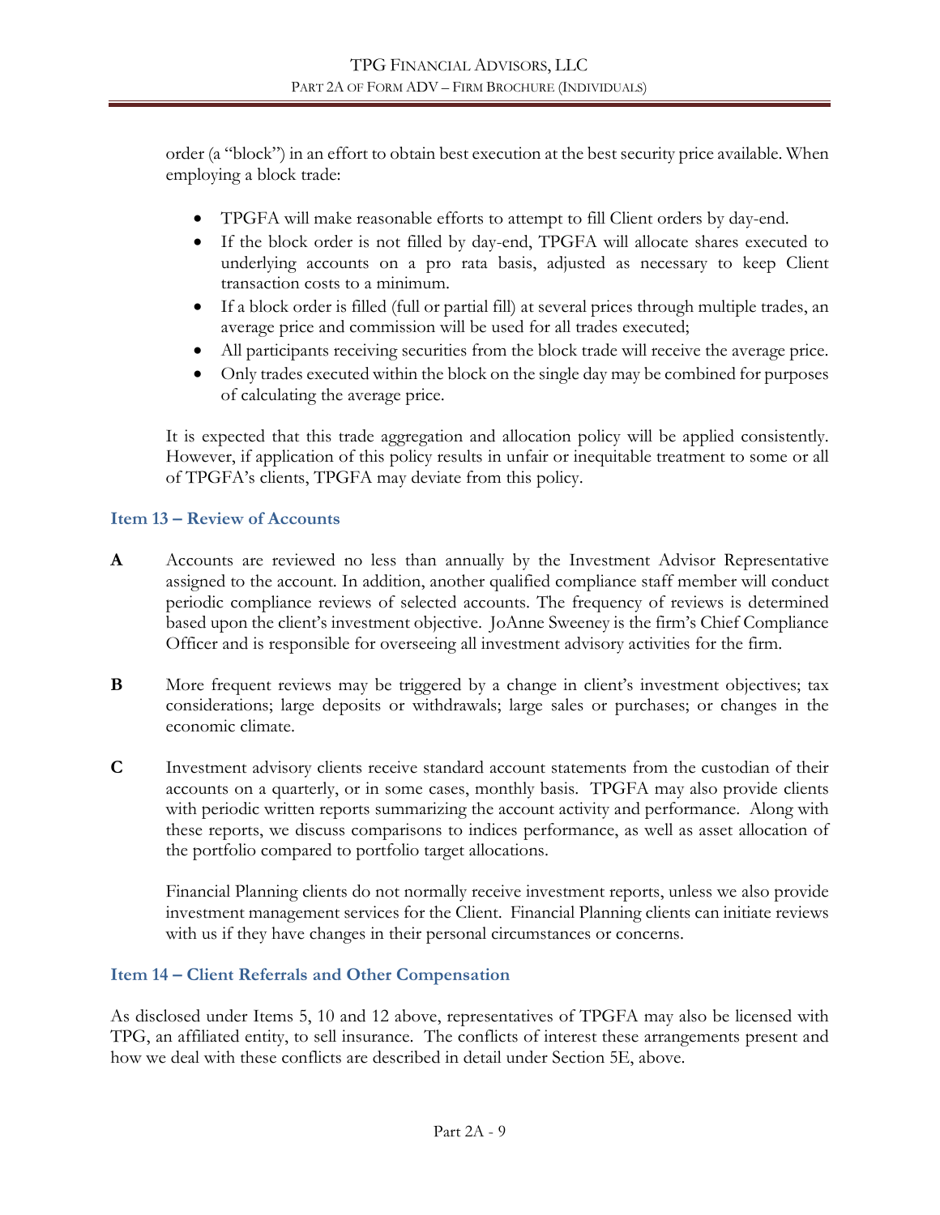order (a "block") in an effort to obtain best execution at the best security price available. When employing a block trade:

- TPGFA will make reasonable efforts to attempt to fill Client orders by day-end.
- If the block order is not filled by day-end, TPGFA will allocate shares executed to underlying accounts on a pro rata basis, adjusted as necessary to keep Client transaction costs to a minimum.
- If a block order is filled (full or partial fill) at several prices through multiple trades, an average price and commission will be used for all trades executed;
- All participants receiving securities from the block trade will receive the average price.
- Only trades executed within the block on the single day may be combined for purposes of calculating the average price.

It is expected that this trade aggregation and allocation policy will be applied consistently. However, if application of this policy results in unfair or inequitable treatment to some or all of TPGFA's clients, TPGFA may deviate from this policy.

## Item 13 – Review of Accounts

**A** Accounts are reviewed no less than annually by the Investment Advisor Representative assigned to the account. In addition, another qualified compliance staff member will conduct periodic compliance reviews of selected accounts. The frequency of reviews is determined based upon the client's investment objective. JoAnne Sweeney is the firm's Chief Compliance Officer and is responsible for overseeing all investment advisory activities for the firm.

**B** More frequent reviews may be triggered by a change in client's investment objectives; tax considerations; large deposits or withdrawals; large sales or purchases; or changes in the economic climate.

**C** Investment advisory clients receive standard account statements from the custodian of their accounts on a quarterly, or in some cases, monthly basis. TPGFA may also provide clients with periodic written reports summarizing the account activity and performance. Along with these reports, we discuss comparisons to indices performance, as well as asset allocation of the portfolio compared to portfolio target allocations.

Financial Planning clients do not normally receive investment reports, unless we also provide investment management services for the Client. Financial Planning clients can initiate reviews with us if they have changes in their personal circumstances or concerns.

## Item 14 – Client Referrals and Other Compensation

As disclosed under Items 5, 10 and 12 above, representatives of TPGFA may also be licensed with TPG, an affiliated entity, to sell insurance. The conflicts of interest these arrangements present and how we deal with these conflicts are described in detail under Section 5E, above.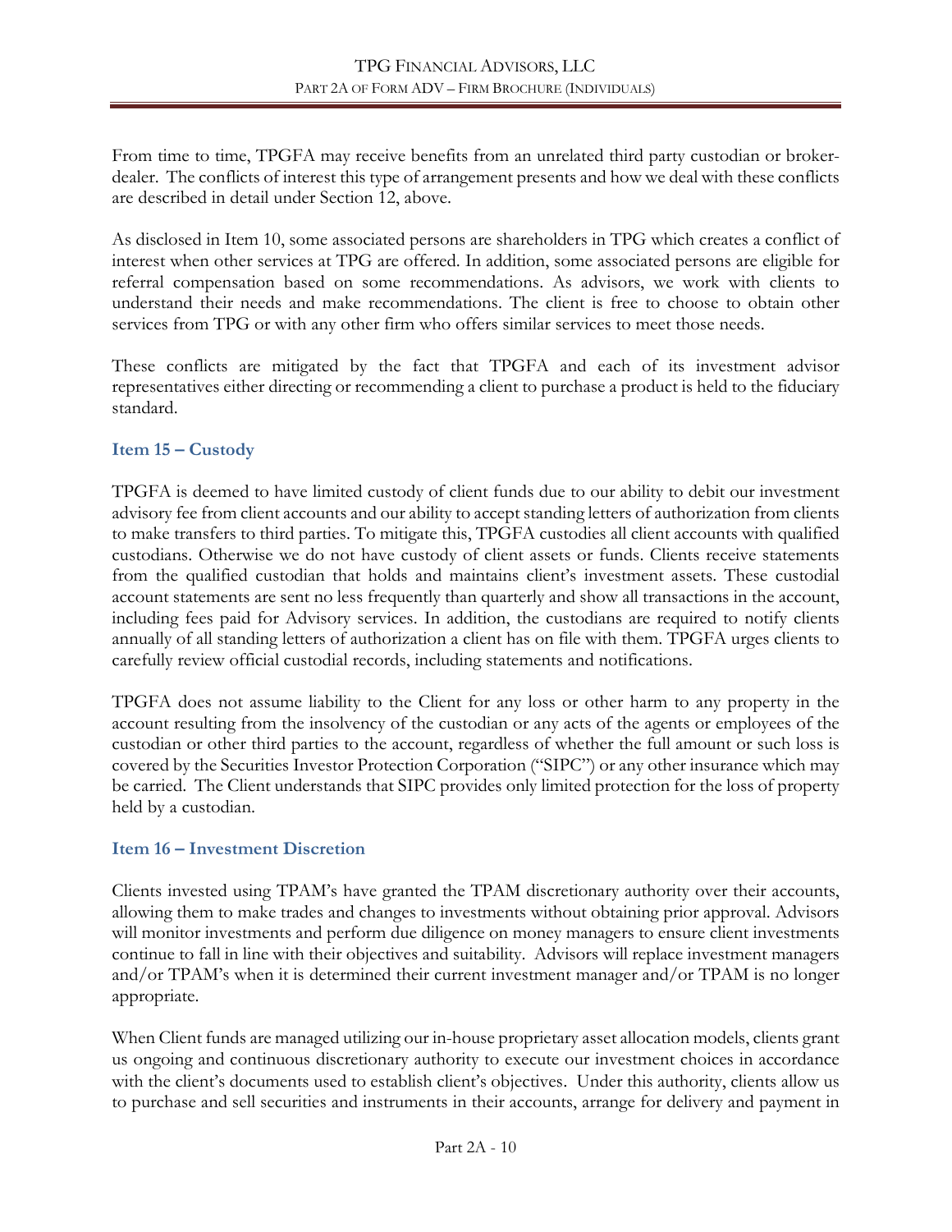From time to time, TPGFA may receive benefits from an unrelated third party custodian or broker-dealer. The conflicts of interest this type of arrangement presents and how we deal with these conflicts are described in detail under Section 12, above.

As disclosed in Item 10, some associated persons are shareholders in TPG which creates a conflict of interest when other services at TPG are offered. In addition, some associated persons are eligible for referral compensation based on some recommendations. As advisors, we work with clients to understand their needs and make recommendations. The client is free to choose to obtain other services from TPG or with any other firm who offers similar services to meet those needs.

These conflicts are mitigated by the fact that TPGFA and each of its investment advisor representatives either directing or recommending a client to purchase a product is held to the fiduciary standard.

## Item 15 – Custody

TPGFA is deemed to have limited custody of client funds due to our ability to debit our investment advisory fee from client accounts and our ability to accept standing letters of authorization from clients to make transfers to third parties. To mitigate this, TPGFA custodies all client accounts with qualified custodians. Otherwise we do not have custody of client assets or funds. Clients receive statements from the qualified custodian that holds and maintains client's investment assets. These custodial account statements are sent no less frequently than quarterly and show all transactions in the account, including fees paid for Advisory services. In addition, the custodians are required to notify clients annually of all standing letters of authorization a client has on file with them. TPGFA urges clients to carefully review official custodial records, including statements and notifications.

TPGFA does not assume liability to the Client for any loss or other harm to any property in the account resulting from the insolvency of the custodian or any acts of the agents or employees of the custodian or other third parties to the account, regardless of whether the full amount or such loss is covered by the Securities Investor Protection Corporation ("SIPC") or any other insurance which may be carried. The Client understands that SIPC provides only limited protection for the loss of property held by a custodian.

## Item 16 – Investment Discretion

Clients invested using TPAM's have granted the TPAM discretionary authority over their accounts, allowing them to make trades and changes to investments without obtaining prior approval. Advisors will monitor investments and perform due diligence on money managers to ensure client investments continue to fall in line with their objectives and suitability. Advisors will replace investment managers and/or TPAM's when it is determined their current investment manager and/or TPAM is no longer appropriate.

When Client funds are managed utilizing our in-house proprietary asset allocation models, clients grant us ongoing and continuous discretionary authority to execute our investment choices in accordance with the client's documents used to establish client's objectives. Under this authority, clients allow us to purchase and sell securities and instruments in their accounts, arrange for delivery and payment in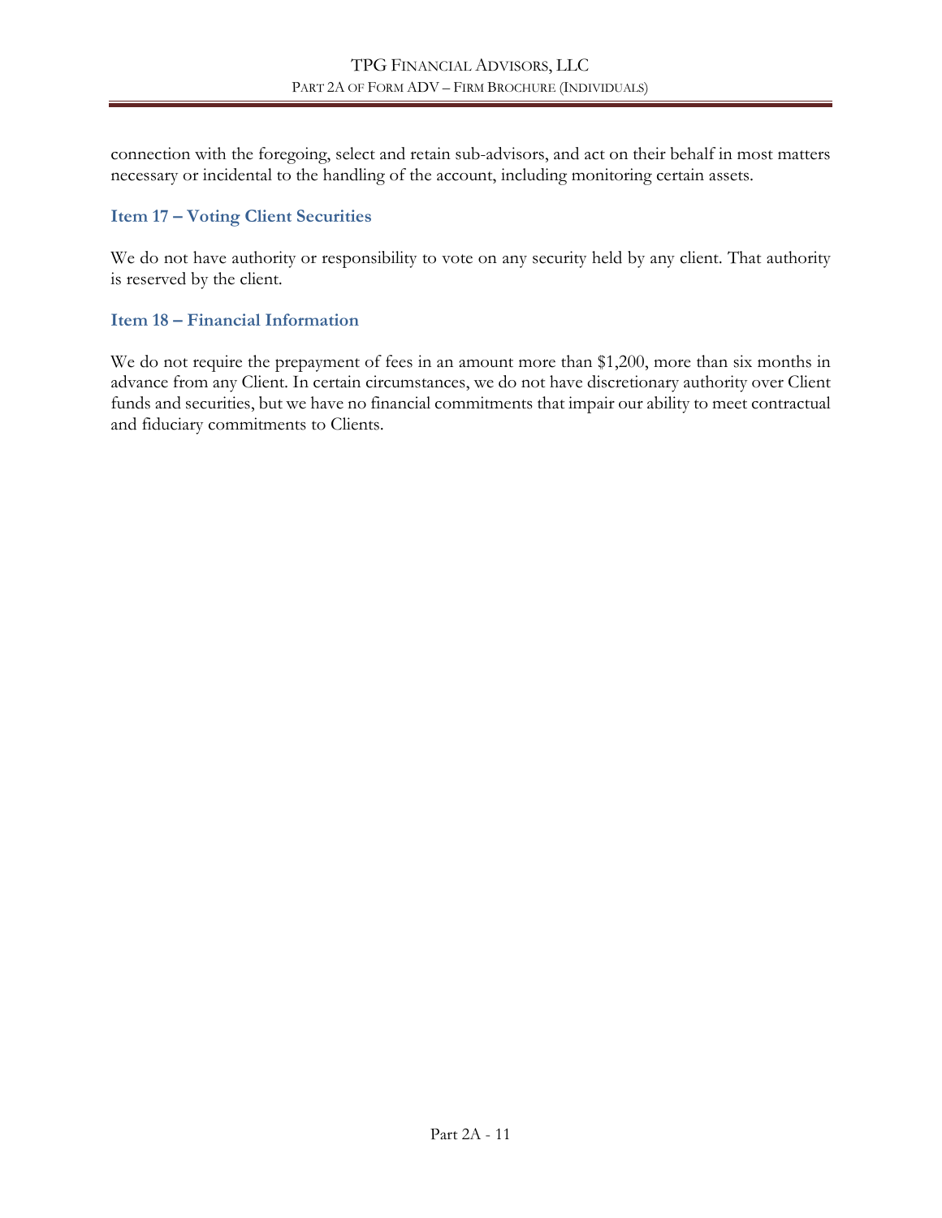connection with the foregoing, select and retain sub-advisors, and act on their behalf in most matters necessary or incidental to the handling of the account, including monitoring certain assets.

## Item 17 – Voting Client Securities

We do not have authority or responsibility to vote on any security held by any client. That authority is reserved by the client.

## Item 18 – Financial Information

We do not require the prepayment of fees in an amount more than $1,200, more than six months in advance from any Client. In certain circumstances, we do not have discretionary authority over Client funds and securities, but we have no financial commitments that impair our ability to meet contractual and fiduciary commitments to Clients.